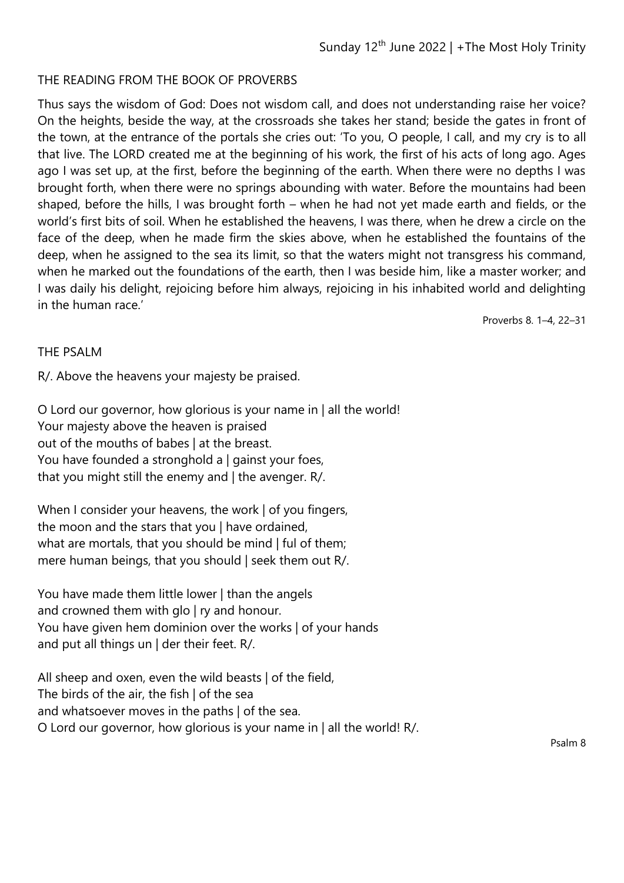Sunday 12th June 2022 | +The Most Holy Trinity

## THE READING FROM THE BOOK OF PROVERBS

Thus says the wisdom of God: Does not wisdom call, and does not understanding raise her voice? On the heights, beside the way, at the crossroads she takes her stand; beside the gates in front of the town, at the entrance of the portals she cries out: 'To you, O people, I call, and my cry is to all that live. The LORD created me at the beginning of his work, the first of his acts of long ago. Ages ago I was set up, at the first, before the beginning of the earth. When there were no depths I was brought forth, when there were no springs abounding with water. Before the mountains had been shaped, before the hills, I was brought forth – when he had not yet made earth and fields, or the world's first bits of soil. When he established the heavens, I was there, when he drew a circle on the face of the deep, when he made firm the skies above, when he established the fountains of the deep, when he assigned to the sea its limit, so that the waters might not transgress his command, when he marked out the foundations of the earth, then I was beside him, like a master worker; and I was daily his delight, rejoicing before him always, rejoicing in his inhabited world and delighting in the human race.'

Proverbs 8. 1–4, 22–31

## THE PSALM

R/. Above the heavens your majesty be praised.

O Lord our governor, how glorious is your name in | all the world!
Your majesty above the heaven is praised
out of the mouths of babes | at the breast.
You have founded a stronghold a | gainst your foes,
that you might still the enemy and | the avenger. R/.

When I consider your heavens, the work | of you fingers,
the moon and the stars that you | have ordained,
what are mortals, that you should be mind | ful of them;
mere human beings, that you should | seek them out R/.

You have made them little lower | than the angels
and crowned them with glo | ry and honour.
You have given hem dominion over the works | of your hands
and put all things un | der their feet. R/.

All sheep and oxen, even the wild beasts | of the field,
The birds of the air, the fish | of the sea
and whatsoever moves in the paths | of the sea.
O Lord our governor, how glorious is your name in | all the world! R/.

Psalm 8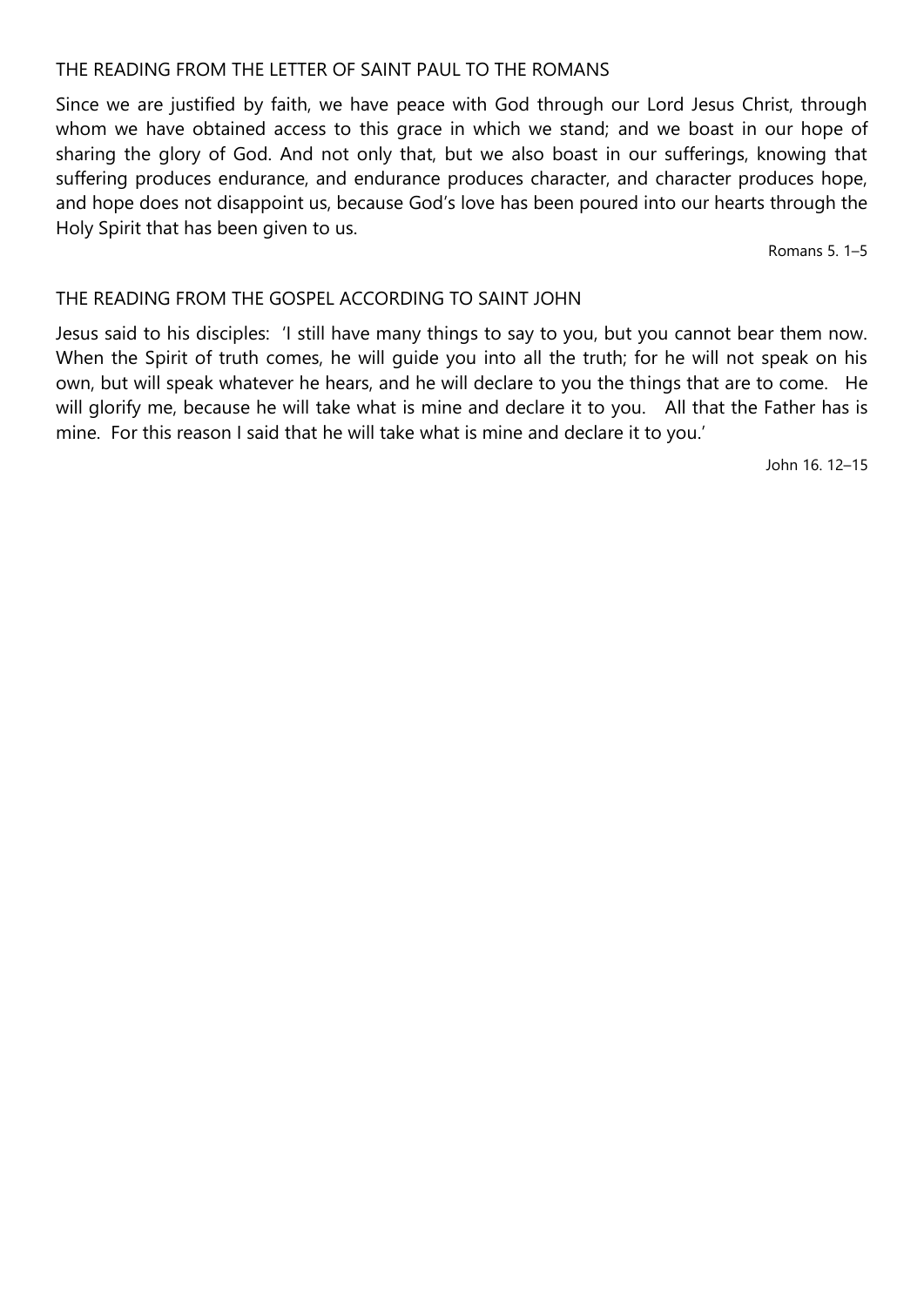## THE READING FROM THE LETTER OF SAINT PAUL TO THE ROMANS

Since we are justified by faith, we have peace with God through our Lord Jesus Christ, through whom we have obtained access to this grace in which we stand; and we boast in our hope of sharing the glory of God. And not only that, but we also boast in our sufferings, knowing that suffering produces endurance, and endurance produces character, and character produces hope, and hope does not disappoint us, because God's love has been poured into our hearts through the Holy Spirit that has been given to us.

Romans 5. 1–5

## THE READING FROM THE GOSPEL ACCORDING TO SAINT JOHN

Jesus said to his disciples: 'I still have many things to say to you, but you cannot bear them now. When the Spirit of truth comes, he will guide you into all the truth; for he will not speak on his own, but will speak whatever he hears, and he will declare to you the things that are to come. He will glorify me, because he will take what is mine and declare it to you. All that the Father has is mine. For this reason I said that he will take what is mine and declare it to you.'

John 16. 12–15